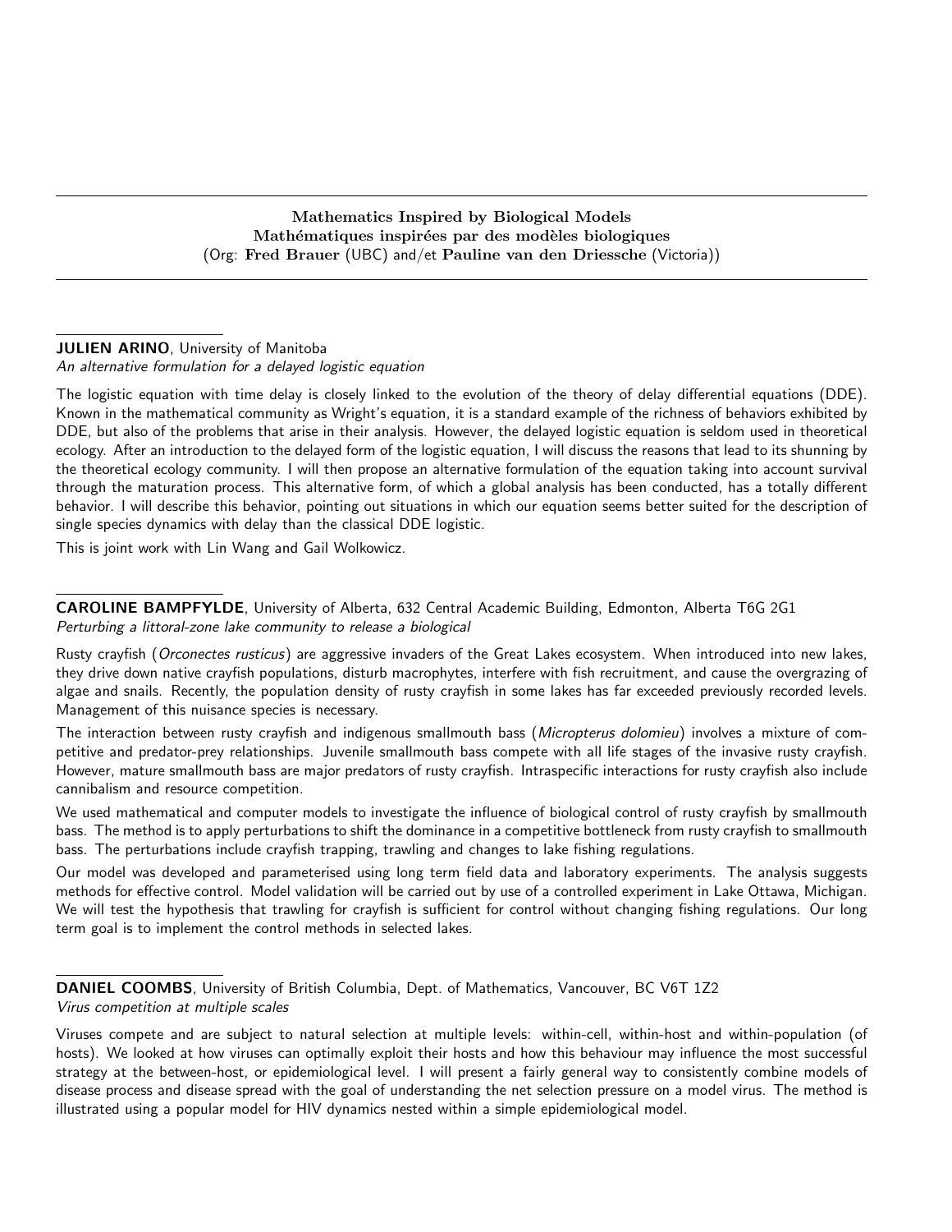**Mathematics Inspired by Biological Models**
**Mathématiques inspirées par des modèles biologiques**
(Org: **Fred Brauer** (UBC) and/et **Pauline van den Driessche** (Victoria))

---

**JULIEN ARINO**, University of Manitoba
*An alternative formulation for a delayed logistic equation*

The logistic equation with time delay is closely linked to the evolution of the theory of delay differential equations (DDE). Known in the mathematical community as Wright's equation, it is a standard example of the richness of behaviors exhibited by DDE, but also of the problems that arise in their analysis. However, the delayed logistic equation is seldom used in theoretical ecology. After an introduction to the delayed form of the logistic equation, I will discuss the reasons that lead to its shunning by the theoretical ecology community. I will then propose an alternative formulation of the equation taking into account survival through the maturation process. This alternative form, of which a global analysis has been conducted, has a totally different behavior. I will describe this behavior, pointing out situations in which our equation seems better suited for the description of single species dynamics with delay than the classical DDE logistic.

This is joint work with Lin Wang and Gail Wolkowicz.

---

**CAROLINE BAMPFYLDE**, University of Alberta, 632 Central Academic Building, Edmonton, Alberta T6G 2G1
*Perturbing a littoral-zone lake community to release a biological*

Rusty crayfish (*Orconectes rusticus*) are aggressive invaders of the Great Lakes ecosystem. When introduced into new lakes, they drive down native crayfish populations, disturb macrophytes, interfere with fish recruitment, and cause the overgrazing of algae and snails. Recently, the population density of rusty crayfish in some lakes has far exceeded previously recorded levels. Management of this nuisance species is necessary.

The interaction between rusty crayfish and indigenous smallmouth bass (*Micropterus dolomieu*) involves a mixture of competitive and predator-prey relationships. Juvenile smallmouth bass compete with all life stages of the invasive rusty crayfish. However, mature smallmouth bass are major predators of rusty crayfish. Intraspecific interactions for rusty crayfish also include cannibalism and resource competition.

We used mathematical and computer models to investigate the influence of biological control of rusty crayfish by smallmouth bass. The method is to apply perturbations to shift the dominance in a competitive bottleneck from rusty crayfish to smallmouth bass. The perturbations include crayfish trapping, trawling and changes to lake fishing regulations.

Our model was developed and parameterised using long term field data and laboratory experiments. The analysis suggests methods for effective control. Model validation will be carried out by use of a controlled experiment in Lake Ottawa, Michigan. We will test the hypothesis that trawling for crayfish is sufficient for control without changing fishing regulations. Our long term goal is to implement the control methods in selected lakes.

---

**DANIEL COOMBS**, University of British Columbia, Dept. of Mathematics, Vancouver, BC V6T 1Z2
*Virus competition at multiple scales*

Viruses compete and are subject to natural selection at multiple levels: within-cell, within-host and within-population (of hosts). We looked at how viruses can optimally exploit their hosts and how this behaviour may influence the most successful strategy at the between-host, or epidemiological level. I will present a fairly general way to consistently combine models of disease process and disease spread with the goal of understanding the net selection pressure on a model virus. The method is illustrated using a popular model for HIV dynamics nested within a simple epidemiological model.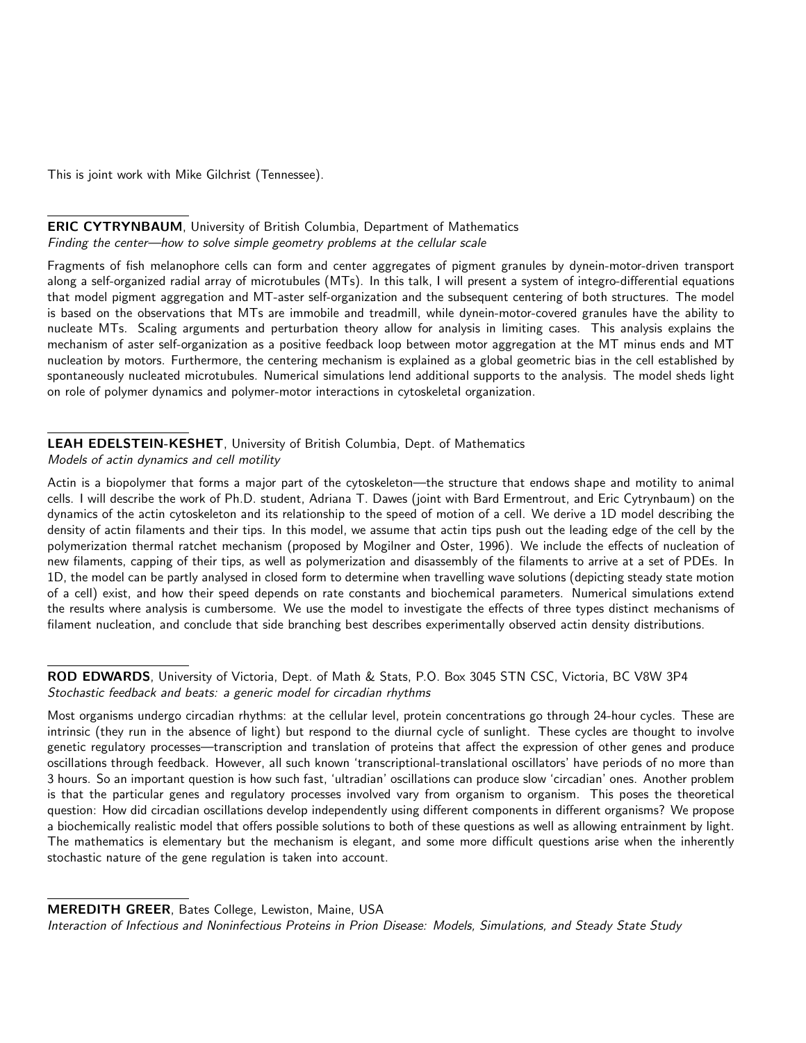This is joint work with Mike Gilchrist (Tennessee).

---

**ERIC CYTRYNBAUM**, University of British Columbia, Department of Mathematics
*Finding the center—how to solve simple geometry problems at the cellular scale*

Fragments of fish melanophore cells can form and center aggregates of pigment granules by dynein-motor-driven transport along a self-organized radial array of microtubules (MTs). In this talk, I will present a system of integro-differential equations that model pigment aggregation and MT-aster self-organization and the subsequent centering of both structures. The model is based on the observations that MTs are immobile and treadmill, while dynein-motor-covered granules have the ability to nucleate MTs. Scaling arguments and perturbation theory allow for analysis in limiting cases. This analysis explains the mechanism of aster self-organization as a positive feedback loop between motor aggregation at the MT minus ends and MT nucleation by motors. Furthermore, the centering mechanism is explained as a global geometric bias in the cell established by spontaneously nucleated microtubules. Numerical simulations lend additional supports to the analysis. The model sheds light on role of polymer dynamics and polymer-motor interactions in cytoskeletal organization.

---

**LEAH EDELSTEIN-KESHET**, University of British Columbia, Dept. of Mathematics
*Models of actin dynamics and cell motility*

Actin is a biopolymer that forms a major part of the cytoskeleton—the structure that endows shape and motility to animal cells. I will describe the work of Ph.D. student, Adriana T. Dawes (joint with Bard Ermentrout, and Eric Cytrynbaum) on the dynamics of the actin cytoskeleton and its relationship to the speed of motion of a cell. We derive a 1D model describing the density of actin filaments and their tips. In this model, we assume that actin tips push out the leading edge of the cell by the polymerization thermal ratchet mechanism (proposed by Mogilner and Oster, 1996). We include the effects of nucleation of new filaments, capping of their tips, as well as polymerization and disassembly of the filaments to arrive at a set of PDEs. In 1D, the model can be partly analysed in closed form to determine when travelling wave solutions (depicting steady state motion of a cell) exist, and how their speed depends on rate constants and biochemical parameters. Numerical simulations extend the results where analysis is cumbersome. We use the model to investigate the effects of three types distinct mechanisms of filament nucleation, and conclude that side branching best describes experimentally observed actin density distributions.

---

**ROD EDWARDS**, University of Victoria, Dept. of Math & Stats, P.O. Box 3045 STN CSC, Victoria, BC V8W 3P4
*Stochastic feedback and beats: a generic model for circadian rhythms*

Most organisms undergo circadian rhythms: at the cellular level, protein concentrations go through 24-hour cycles. These are intrinsic (they run in the absence of light) but respond to the diurnal cycle of sunlight. These cycles are thought to involve genetic regulatory processes—transcription and translation of proteins that affect the expression of other genes and produce oscillations through feedback. However, all such known 'transcriptional-translational oscillators' have periods of no more than 3 hours. So an important question is how such fast, 'ultradian' oscillations can produce slow 'circadian' ones. Another problem is that the particular genes and regulatory processes involved vary from organism to organism. This poses the theoretical question: How did circadian oscillations develop independently using different components in different organisms? We propose a biochemically realistic model that offers possible solutions to both of these questions as well as allowing entrainment by light. The mathematics is elementary but the mechanism is elegant, and some more difficult questions arise when the inherently stochastic nature of the gene regulation is taken into account.

---

**MEREDITH GREER**, Bates College, Lewiston, Maine, USA
*Interaction of Infectious and Noninfectious Proteins in Prion Disease: Models, Simulations, and Steady State Study*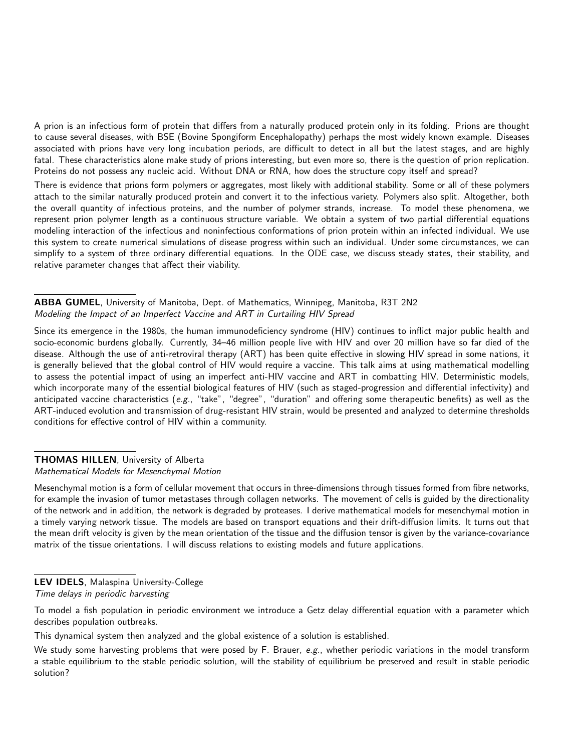A prion is an infectious form of protein that differs from a naturally produced protein only in its folding. Prions are thought to cause several diseases, with BSE (Bovine Spongiform Encephalopathy) perhaps the most widely known example. Diseases associated with prions have very long incubation periods, are difficult to detect in all but the latest stages, and are highly fatal. These characteristics alone make study of prions interesting, but even more so, there is the question of prion replication. Proteins do not possess any nucleic acid. Without DNA or RNA, how does the structure copy itself and spread?

There is evidence that prions form polymers or aggregates, most likely with additional stability. Some or all of these polymers attach to the similar naturally produced protein and convert it to the infectious variety. Polymers also split. Altogether, both the overall quantity of infectious proteins, and the number of polymer strands, increase. To model these phenomena, we represent prion polymer length as a continuous structure variable. We obtain a system of two partial differential equations modeling interaction of the infectious and noninfectious conformations of prion protein within an infected individual. We use this system to create numerical simulations of disease progress within such an individual. Under some circumstances, we can simplify to a system of three ordinary differential equations. In the ODE case, we discuss steady states, their stability, and relative parameter changes that affect their viability.

**ABBA GUMEL**, University of Manitoba, Dept. of Mathematics, Winnipeg, Manitoba, R3T 2N2
*Modeling the Impact of an Imperfect Vaccine and ART in Curtailing HIV Spread*

Since its emergence in the 1980s, the human immunodeficiency syndrome (HIV) continues to inflict major public health and socio-economic burdens globally. Currently, 34–46 million people live with HIV and over 20 million have so far died of the disease. Although the use of anti-retroviral therapy (ART) has been quite effective in slowing HIV spread in some nations, it is generally believed that the global control of HIV would require a vaccine. This talk aims at using mathematical modelling to assess the potential impact of using an imperfect anti-HIV vaccine and ART in combatting HIV. Deterministic models, which incorporate many of the essential biological features of HIV (such as staged-progression and differential infectivity) and anticipated vaccine characteristics (*e.g.*, "take", "degree", "duration" and offering some therapeutic benefits) as well as the ART-induced evolution and transmission of drug-resistant HIV strain, would be presented and analyzed to determine thresholds conditions for effective control of HIV within a community.

**THOMAS HILLEN**, University of Alberta
*Mathematical Models for Mesenchymal Motion*

Mesenchymal motion is a form of cellular movement that occurs in three-dimensions through tissues formed from fibre networks, for example the invasion of tumor metastases through collagen networks. The movement of cells is guided by the directionality of the network and in addition, the network is degraded by proteases. I derive mathematical models for mesenchymal motion in a timely varying network tissue. The models are based on transport equations and their drift-diffusion limits. It turns out that the mean drift velocity is given by the mean orientation of the tissue and the diffusion tensor is given by the variance-covariance matrix of the tissue orientations. I will discuss relations to existing models and future applications.

**LEV IDELS**, Malaspina University-College
*Time delays in periodic harvesting*

To model a fish population in periodic environment we introduce a Getz delay differential equation with a parameter which describes population outbreaks.

This dynamical system then analyzed and the global existence of a solution is established.

We study some harvesting problems that were posed by F. Brauer, *e.g.*, whether periodic variations in the model transform a stable equilibrium to the stable periodic solution, will the stability of equilibrium be preserved and result in stable periodic solution?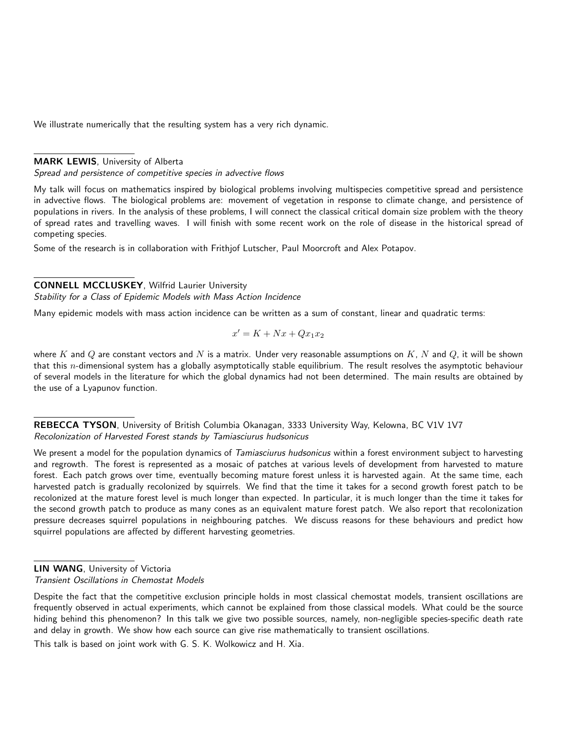We illustrate numerically that the resulting system has a very rich dynamic.

---

**MARK LEWIS**, University of Alberta
*Spread and persistence of competitive species in advective flows*

My talk will focus on mathematics inspired by biological problems involving multispecies competitive spread and persistence in advective flows. The biological problems are: movement of vegetation in response to climate change, and persistence of populations in rivers. In the analysis of these problems, I will connect the classical critical domain size problem with the theory of spread rates and travelling waves. I will finish with some recent work on the role of disease in the historical spread of competing species.

Some of the research is in collaboration with Frithjof Lutscher, Paul Moorcroft and Alex Potapov.

---

**CONNELL MCCLUSKEY**, Wilfrid Laurier University
*Stability for a Class of Epidemic Models with Mass Action Incidence*

Many epidemic models with mass action incidence can be written as a sum of constant, linear and quadratic terms:

$$x' = K + Nx + Qx_1x_2$$

where $K$ and $Q$ are constant vectors and $N$ is a matrix. Under very reasonable assumptions on $K$, $N$ and $Q$, it will be shown that this $n$-dimensional system has a globally asymptotically stable equilibrium. The result resolves the asymptotic behaviour of several models in the literature for which the global dynamics had not been determined. The main results are obtained by the use of a Lyapunov function.

---

**REBECCA TYSON**, University of British Columbia Okanagan, 3333 University Way, Kelowna, BC V1V 1V7
*Recolonization of Harvested Forest stands by Tamiasciurus hudsonicus*

We present a model for the population dynamics of *Tamiasciurus hudsonicus* within a forest environment subject to harvesting and regrowth. The forest is represented as a mosaic of patches at various levels of development from harvested to mature forest. Each patch grows over time, eventually becoming mature forest unless it is harvested again. At the same time, each harvested patch is gradually recolonized by squirrels. We find that the time it takes for a second growth forest patch to be recolonized at the mature forest level is much longer than expected. In particular, it is much longer than the time it takes for the second growth patch to produce as many cones as an equivalent mature forest patch. We also report that recolonization pressure decreases squirrel populations in neighbouring patches. We discuss reasons for these behaviours and predict how squirrel populations are affected by different harvesting geometries.

---

**LIN WANG**, University of Victoria
*Transient Oscillations in Chemostat Models*

Despite the fact that the competitive exclusion principle holds in most classical chemostat models, transient oscillations are frequently observed in actual experiments, which cannot be explained from those classical models. What could be the source hiding behind this phenomenon? In this talk we give two possible sources, namely, non-negligible species-specific death rate and delay in growth. We show how each source can give rise mathematically to transient oscillations.

This talk is based on joint work with G. S. K. Wolkowicz and H. Xia.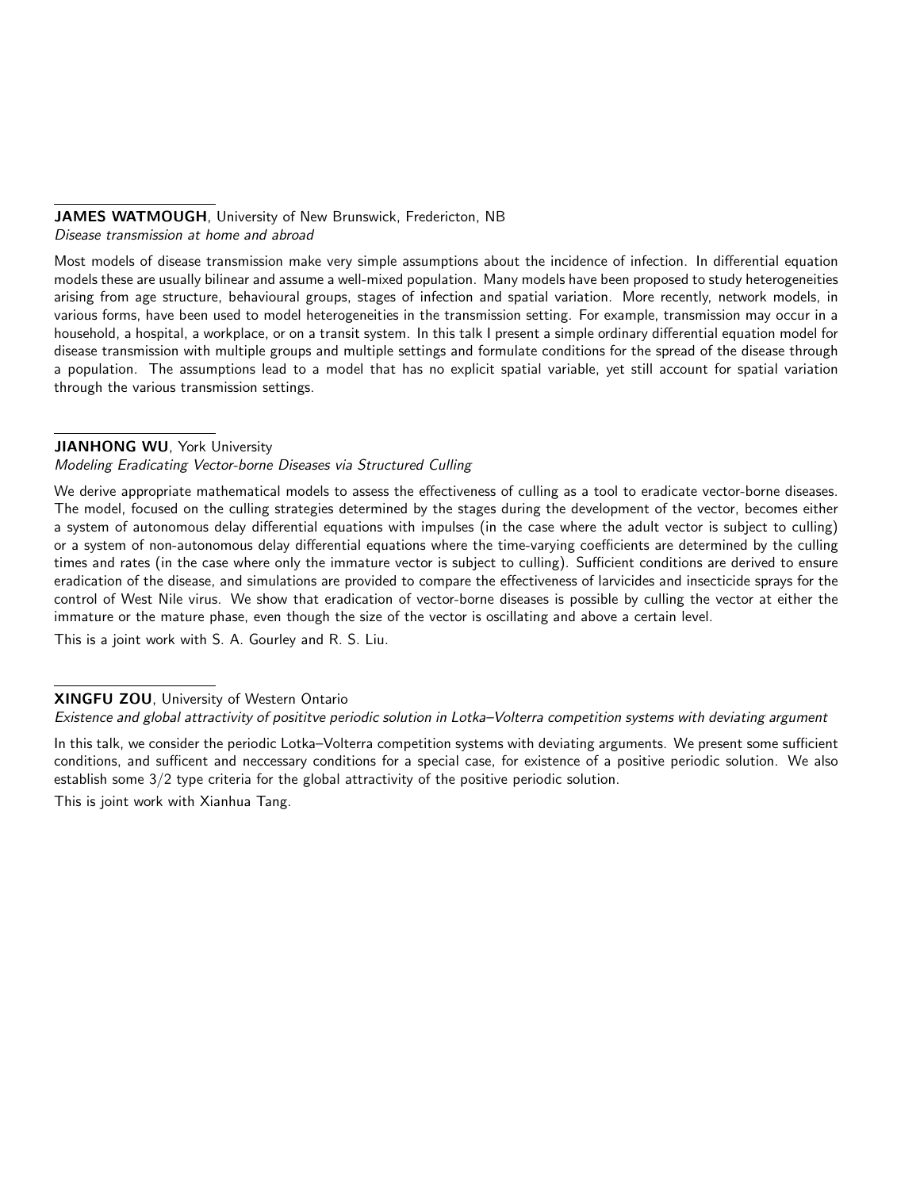**JAMES WATMOUGH**, University of New Brunswick, Fredericton, NB
*Disease transmission at home and abroad*

Most models of disease transmission make very simple assumptions about the incidence of infection. In differential equation models these are usually bilinear and assume a well-mixed population. Many models have been proposed to study heterogeneities arising from age structure, behavioural groups, stages of infection and spatial variation. More recently, network models, in various forms, have been used to model heterogeneities in the transmission setting. For example, transmission may occur in a household, a hospital, a workplace, or on a transit system. In this talk I present a simple ordinary differential equation model for disease transmission with multiple groups and multiple settings and formulate conditions for the spread of the disease through a population. The assumptions lead to a model that has no explicit spatial variable, yet still account for spatial variation through the various transmission settings.

**JIANHONG WU**, York University
*Modeling Eradicating Vector-borne Diseases via Structured Culling*

We derive appropriate mathematical models to assess the effectiveness of culling as a tool to eradicate vector-borne diseases. The model, focused on the culling strategies determined by the stages during the development of the vector, becomes either a system of autonomous delay differential equations with impulses (in the case where the adult vector is subject to culling) or a system of non-autonomous delay differential equations where the time-varying coefficients are determined by the culling times and rates (in the case where only the immature vector is subject to culling). Sufficient conditions are derived to ensure eradication of the disease, and simulations are provided to compare the effectiveness of larvicides and insecticide sprays for the control of West Nile virus. We show that eradication of vector-borne diseases is possible by culling the vector at either the immature or the mature phase, even though the size of the vector is oscillating and above a certain level.

This is a joint work with S. A. Gourley and R. S. Liu.

**XINGFU ZOU**, University of Western Ontario
*Existence and global attractivity of posititve periodic solution in Lotka–Volterra competition systems with deviating argument*

In this talk, we consider the periodic Lotka–Volterra competition systems with deviating arguments. We present some sufficient conditions, and sufficent and neccessary conditions for a special case, for existence of a positive periodic solution. We also establish some $3/2$ type criteria for the global attractivity of the positive periodic solution.

This is joint work with Xianhua Tang.